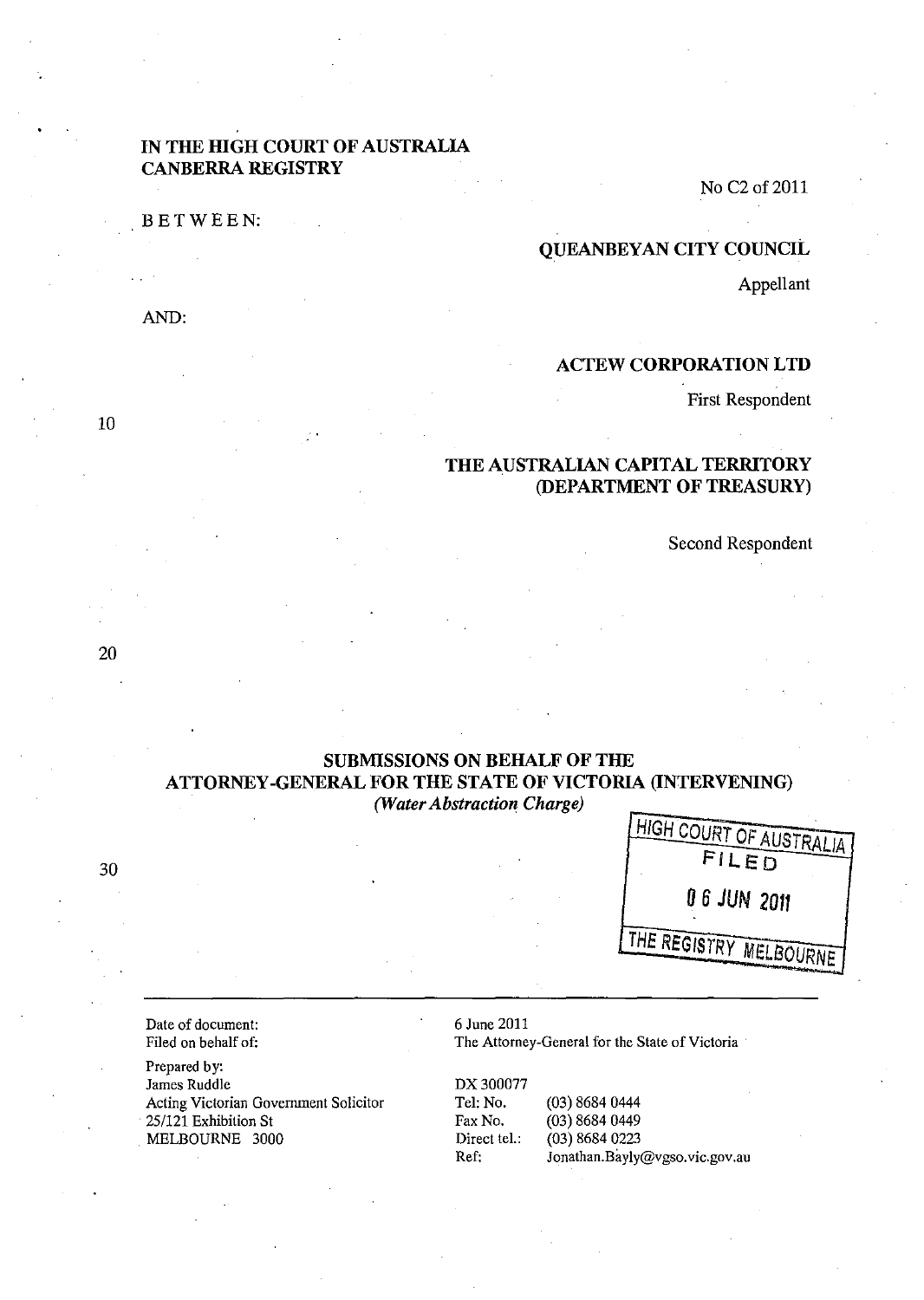**IN THE HIGH COURT OF AUSTRALIA**
**CANBERRA REGISTRY**

No C2 of 2011

BETWEEN:

**QUEANBEYAN CITY COUNCIL**

Appellant

AND:

**ACTEW CORPORATION LTD**

First Respondent

**THE AUSTRALIAN CAPITAL TERRITORY**
**(DEPARTMENT OF TREASURY)**

Second Respondent

## SUBMISSIONS ON BEHALF OF THE ATTORNEY-GENERAL FOR THE STATE OF VICTORIA (INTERVENING)

*(Water Abstraction Charge)*

HIGH COURT OF AUSTRALIA
FILED
0 6 JUN 2011
THE REGISTRY MELBOURNE

---

Date of document: 6 June 2011
Filed on behalf of: The Attorney-General for the State of Victoria

Prepared by:
James Ruddle
Acting Victorian Government Solicitor
25/121 Exhibition St
MELBOURNE 3000

DX 300077
Tel: No. (03) 8684 0444
Fax No. (03) 8684 0449
Direct tel.: (03) 8684 0223
Ref: Jonathan.Bayly@vgso.vic.gov.au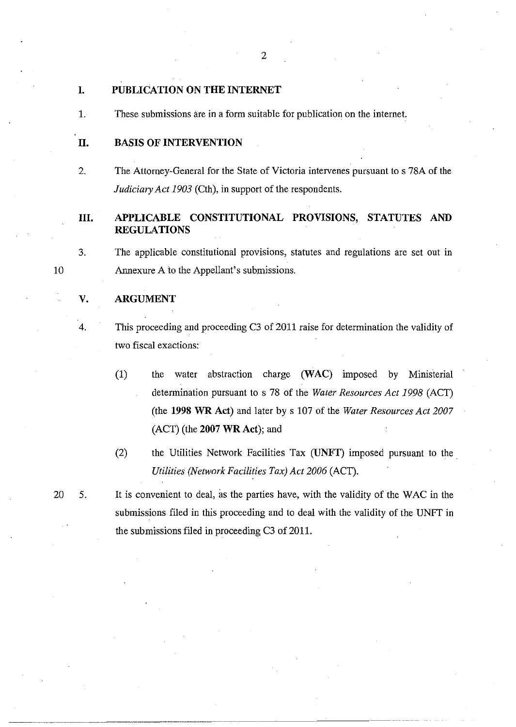## I. PUBLICATION ON THE INTERNET

1. These submissions are in a form suitable for publication on the internet.

## II. BASIS OF INTERVENTION

2. The Attorney-General for the State of Victoria intervenes pursuant to s 78A of the *Judiciary Act 1903* (Cth), in support of the respondents.

## III. APPLICABLE CONSTITUTIONAL PROVISIONS, STATUTES AND REGULATIONS

3. The applicable constitutional provisions, statutes and regulations are set out in Annexure A to the Appellant's submissions.

## V. ARGUMENT

4. This proceeding and proceeding C3 of 2011 raise for determination the validity of two fiscal exactions:

   (1) the water abstraction charge (**WAC**) imposed by Ministerial determination pursuant to s 78 of the *Water Resources Act 1998* (ACT) (the **1998 WR Act**) and later by s 107 of the *Water Resources Act 2007* (ACT) (the **2007 WR Act**); and

   (2) the Utilities Network Facilities Tax (**UNFT**) imposed pursuant to the *Utilities (Network Facilities Tax) Act 2006* (ACT).

5. It is convenient to deal, as the parties have, with the validity of the WAC in the submissions filed in this proceeding and to deal with the validity of the UNFT in the submissions filed in proceeding C3 of 2011.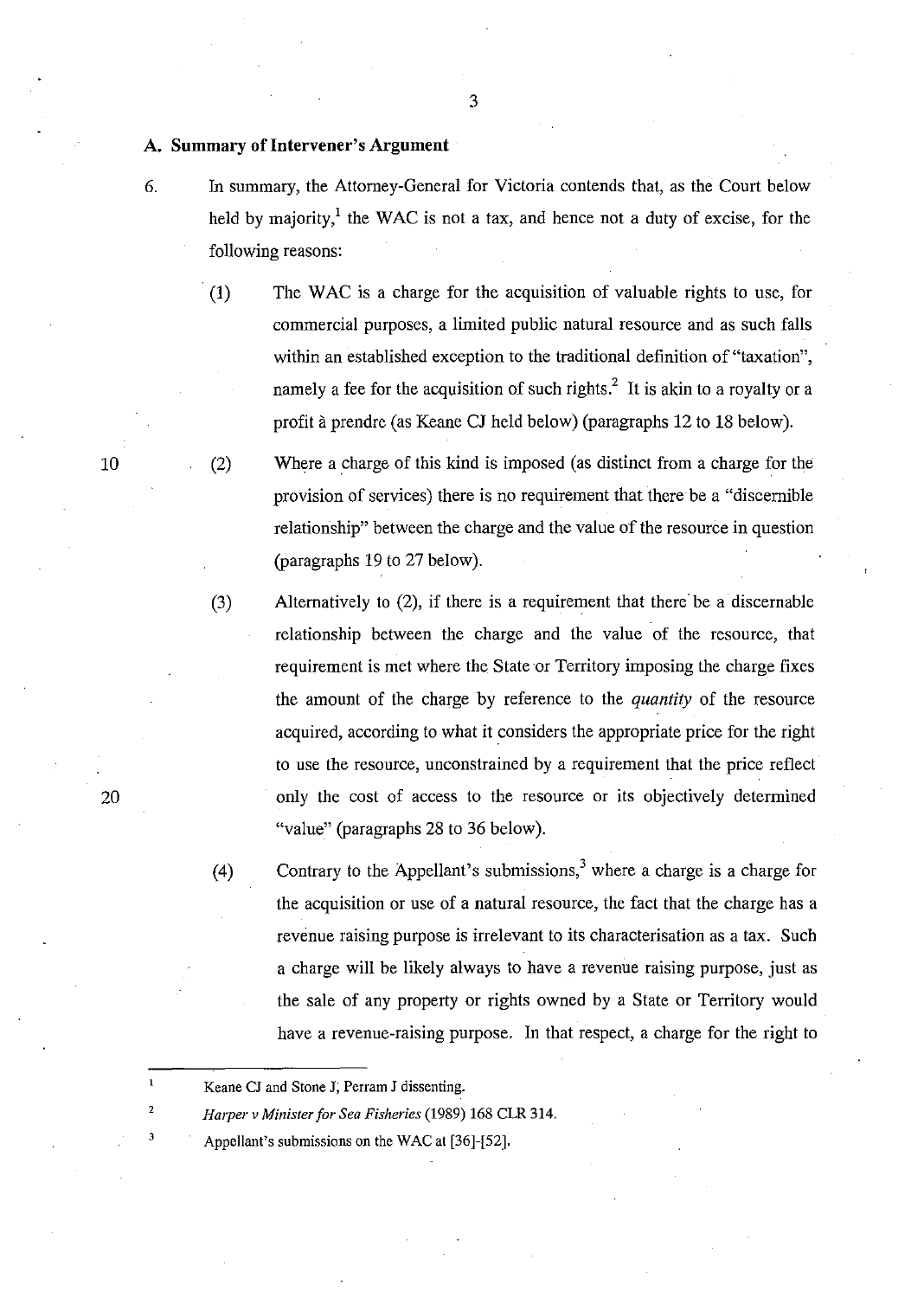## A. Summary of Intervener's Argument

6. In summary, the Attorney-General for Victoria contends that, as the Court below held by majority,[1] the WAC is not a tax, and hence not a duty of excise, for the following reasons:

   (1) The WAC is a charge for the acquisition of valuable rights to use, for commercial purposes, a limited public natural resource and as such falls within an established exception to the traditional definition of "taxation", namely a fee for the acquisition of such rights.[2] It is akin to a royalty or a profit à prendre (as Keane CJ held below) (paragraphs 12 to 18 below).

   (2) Where a charge of this kind is imposed (as distinct from a charge for the provision of services) there is no requirement that there be a "discernible relationship" between the charge and the value of the resource in question (paragraphs 19 to 27 below).

   (3) Alternatively to (2), if there is a requirement that there be a discernable relationship between the charge and the value of the resource, that requirement is met where the State or Territory imposing the charge fixes the amount of the charge by reference to the *quantity* of the resource acquired, according to what it considers the appropriate price for the right to use the resource, unconstrained by a requirement that the price reflect only the cost of access to the resource or its objectively determined "value" (paragraphs 28 to 36 below).

   (4) Contrary to the Appellant's submissions,[3] where a charge is a charge for the acquisition or use of a natural resource, the fact that the charge has a revenue raising purpose is irrelevant to its characterisation as a tax. Such a charge will be likely always to have a revenue raising purpose, just as the sale of any property or rights owned by a State or Territory would have a revenue-raising purpose. In that respect, a charge for the right to

---

[1] Keane CJ and Stone J; Perram J dissenting.

[2] *Harper v Minister for Sea Fisheries* (1989) 168 CLR 314.

[3] Appellant's submissions on the WAC at [36]-[52].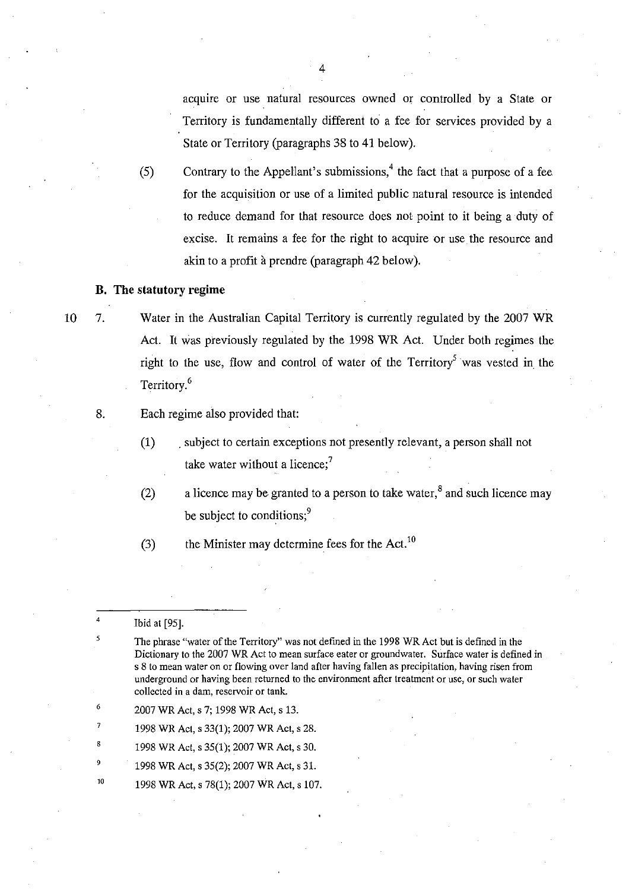acquire or use natural resources owned or controlled by a State or Territory is fundamentally different to a fee for services provided by a State or Territory (paragraphs 38 to 41 below).

(5) Contrary to the Appellant's submissions,[4] the fact that a purpose of a fee for the acquisition or use of a limited public natural resource is intended to reduce demand for that resource does not point to it being a duty of excise. It remains a fee for the right to acquire or use the resource and akin to a profit à prendre (paragraph 42 below).

## B. The statutory regime

7. Water in the Australian Capital Territory is currently regulated by the 2007 WR Act. It was previously regulated by the 1998 WR Act. Under both regimes the right to the use, flow and control of water of the Territory[5] was vested in the Territory.[6]

8. Each regime also provided that:

   (1) subject to certain exceptions not presently relevant, a person shall not take water without a licence;[7]

   (2) a licence may be granted to a person to take water,[8] and such licence may be subject to conditions;[9]

   (3) the Minister may determine fees for the Act.[10]

---

[4] Ibid at [95].

[5] The phrase "water of the Territory" was not defined in the 1998 WR Act but is defined in the Dictionary to the 2007 WR Act to mean surface eater or groundwater. Surface water is defined in s 8 to mean water on or flowing over land after having fallen as precipitation, having risen from underground or having been returned to the environment after treatment or use, or such water collected in a dam, reservoir or tank.

[6] 2007 WR Act, s 7; 1998 WR Act, s 13.

[7] 1998 WR Act, s 33(1); 2007 WR Act, s 28.

[8] 1998 WR Act, s 35(1); 2007 WR Act, s 30.

[9] 1998 WR Act, s 35(2); 2007 WR Act, s 31.

[10] 1998 WR Act, s 78(1); 2007 WR Act, s 107.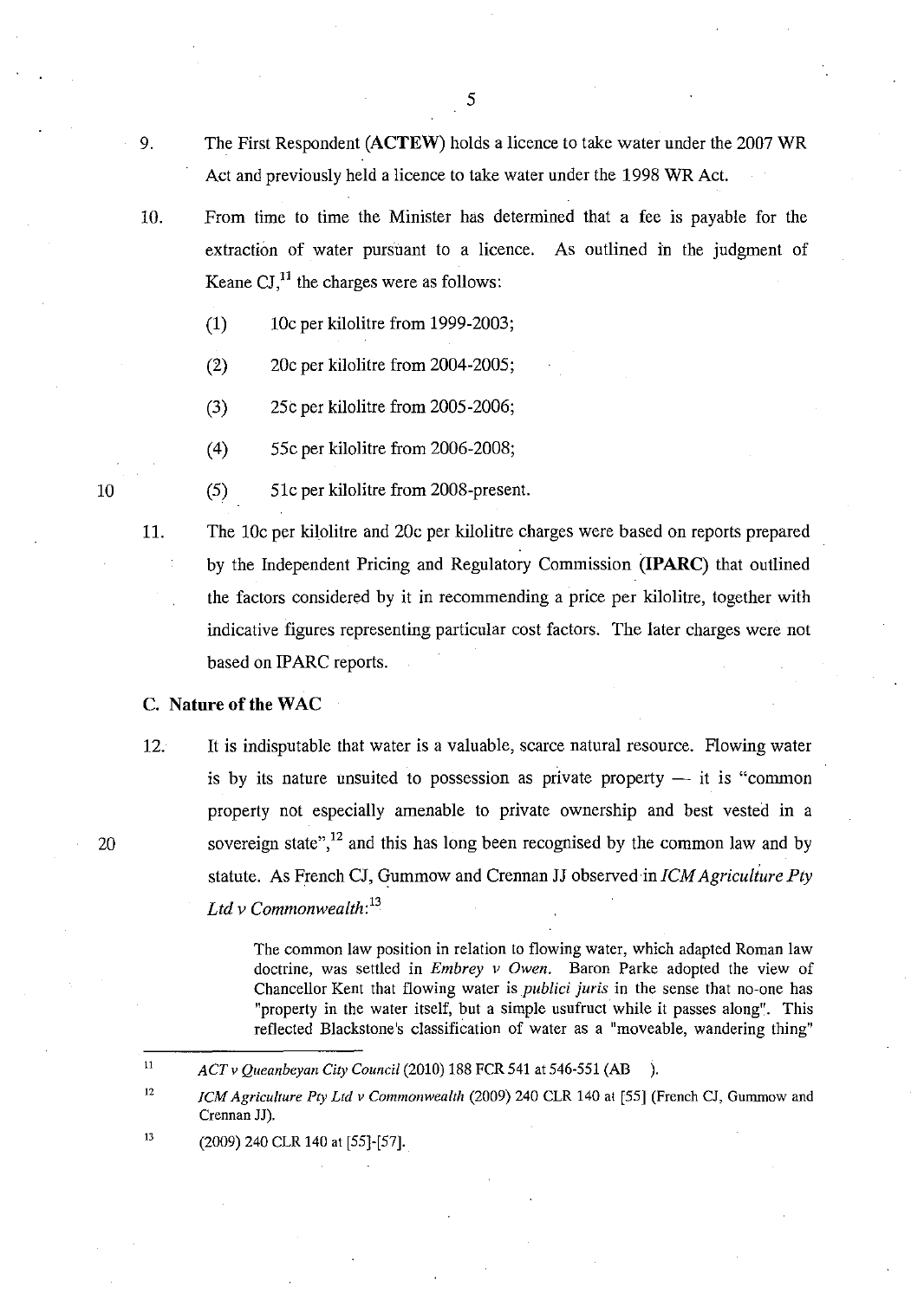9. The First Respondent (**ACTEW**) holds a licence to take water under the 2007 WR Act and previously held a licence to take water under the 1998 WR Act.

10. From time to time the Minister has determined that a fee is payable for the extraction of water pursuant to a licence. As outlined in the judgment of Keane CJ,[11] the charges were as follows:

    (1) 10c per kilolitre from 1999-2003;

    (2) 20c per kilolitre from 2004-2005;

    (3) 25c per kilolitre from 2005-2006;

    (4) 55c per kilolitre from 2006-2008;

    (5) 51c per kilolitre from 2008-present.

11. The 10c per kilolitre and 20c per kilolitre charges were based on reports prepared by the Independent Pricing and Regulatory Commission (**IPARC**) that outlined the factors considered by it in recommending a price per kilolitre, together with indicative figures representing particular cost factors. The later charges were not based on IPARC reports.

### C. Nature of the WAC

12. It is indisputable that water is a valuable, scarce natural resource. Flowing water is by its nature unsuited to possession as private property — it is "common property not especially amenable to private ownership and best vested in a sovereign state",[12] and this has long been recognised by the common law and by statute. As French CJ, Gummow and Crennan JJ observed in *ICM Agriculture Pty Ltd v Commonwealth*:[13]

> The common law position in relation to flowing water, which adapted Roman law doctrine, was settled in *Embrey v Owen*. Baron Parke adopted the view of Chancellor Kent that flowing water is *publici juris* in the sense that no-one has "property in the water itself, but a simple usufruct while it passes along". This reflected Blackstone's classification of water as a "moveable, wandering thing"

---

[11] *ACT v Queanbeyan City Council* (2010) 188 FCR 541 at 546-551 (AB ).

[12] *ICM Agriculture Pty Ltd v Commonwealth* (2009) 240 CLR 140 at [55] (French CJ, Gummow and Crennan JJ).

[13] (2009) 240 CLR 140 at [55]-[57].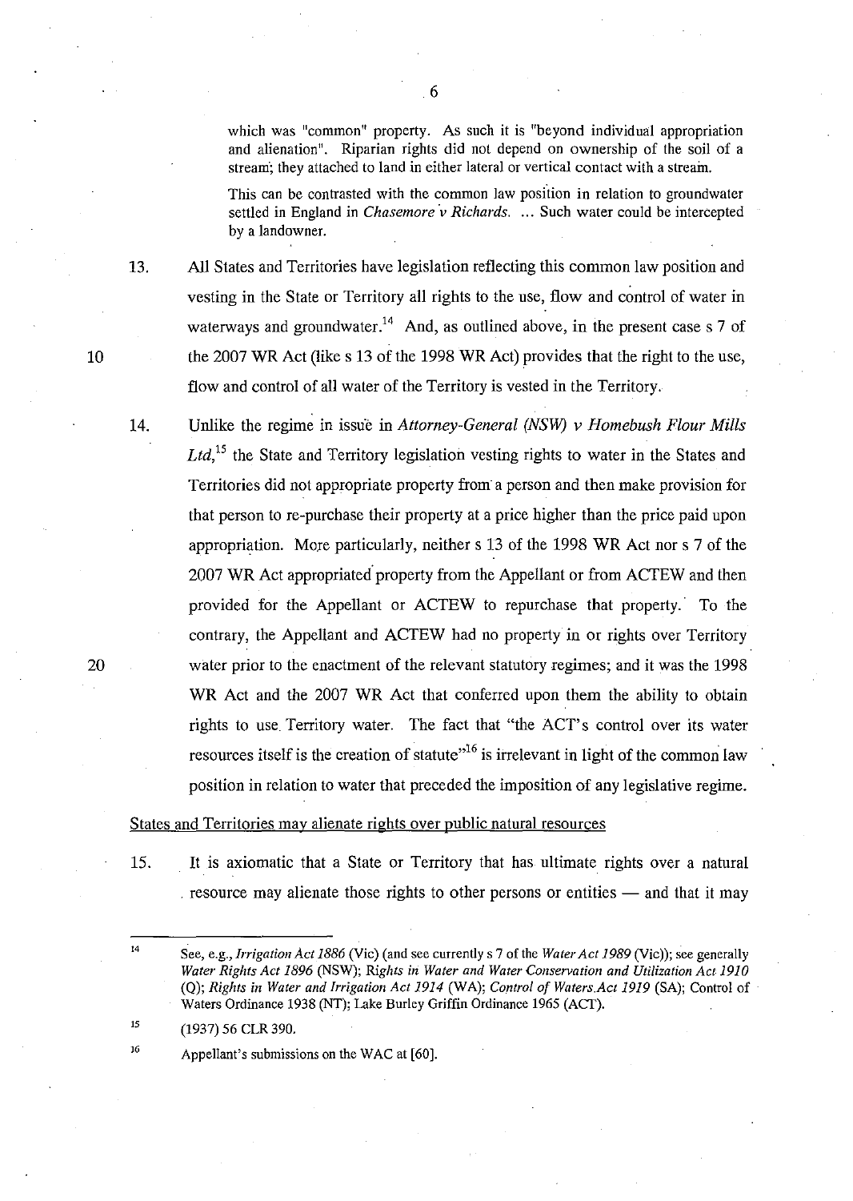> which was "common" property. As such it is "beyond individual appropriation and alienation". Riparian rights did not depend on ownership of the soil of a stream; they attached to land in either lateral or vertical contact with a stream.
>
> This can be contrasted with the common law position in relation to groundwater settled in England in *Chasemore v Richards*. ... Such water could be intercepted by a landowner.

13. All States and Territories have legislation reflecting this common law position and vesting in the State or Territory all rights to the use, flow and control of water in waterways and groundwater.[14] And, as outlined above, in the present case s 7 of the 2007 WR Act (like s 13 of the 1998 WR Act) provides that the right to the use, flow and control of all water of the Territory is vested in the Territory.

14. Unlike the regime in issue in *Attorney-General (NSW) v Homebush Flour Mills Ltd*,[15] the State and Territory legislation vesting rights to water in the States and Territories did not appropriate property from a person and then make provision for that person to re-purchase their property at a price higher than the price paid upon appropriation. More particularly, neither s 13 of the 1998 WR Act nor s 7 of the 2007 WR Act appropriated property from the Appellant or from ACTEW and then provided for the Appellant or ACTEW to repurchase that property. To the contrary, the Appellant and ACTEW had no property in or rights over Territory water prior to the enactment of the relevant statutory regimes; and it was the 1998 WR Act and the 2007 WR Act that conferred upon them the ability to obtain rights to use Territory water. The fact that "the ACT's control over its water resources itself is the creation of statute"[16] is irrelevant in light of the common law position in relation to water that preceded the imposition of any legislative regime.

<u>States and Territories may alienate rights over public natural resources</u>

15. It is axiomatic that a State or Territory that has ultimate rights over a natural resource may alienate those rights to other persons or entities — and that it may

---

[14] See, e.g., *Irrigation Act 1886* (Vic) (and see currently s 7 of the *Water Act 1989* (Vic)); see generally *Water Rights Act 1896* (NSW); *Rights in Water and Water Conservation and Utilization Act 1910* (Q); *Rights in Water and Irrigation Act 1914* (WA); *Control of Waters Act 1919* (SA); Control of Waters Ordinance 1938 (NT); Lake Burley Griffin Ordinance 1965 (ACT).

[15] (1937) 56 CLR 390.

[16] Appellant's submissions on the WAC at [60].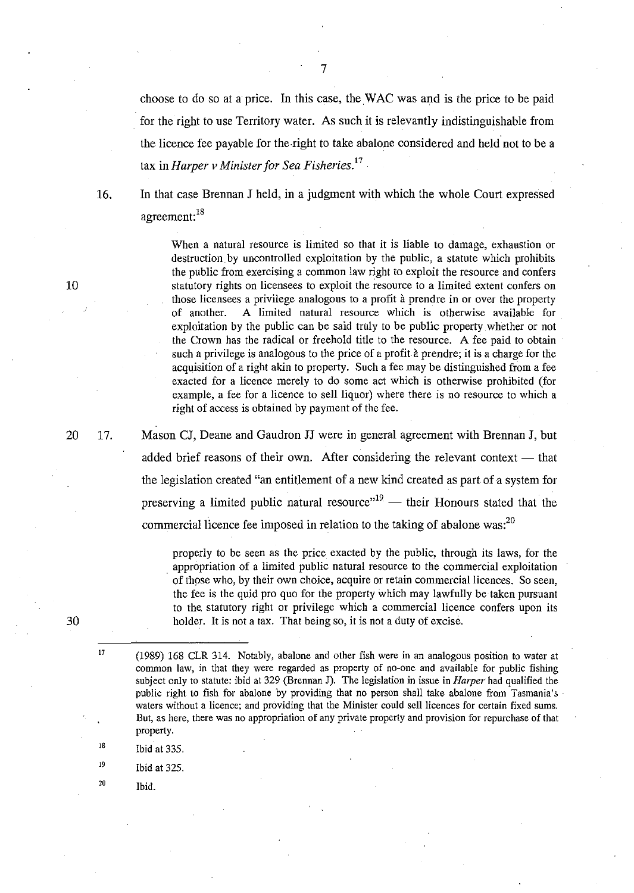choose to do so at a price. In this case, the WAC was and is the price to be paid for the right to use Territory water. As such it is relevantly indistinguishable from the licence fee payable for the right to take abalone considered and held not to be a tax in *Harper v Minister for Sea Fisheries*.[17]

16. In that case Brennan J held, in a judgment with which the whole Court expressed agreement:[18]

> When a natural resource is limited so that it is liable to damage, exhaustion or destruction by uncontrolled exploitation by the public, a statute which prohibits the public from exercising a common law right to exploit the resource and confers statutory rights on licensees to exploit the resource to a limited extent confers on those licensees a privilege analogous to a profit à prendre in or over the property of another. A limited natural resource which is otherwise available for exploitation by the public can be said truly to be public property whether or not the Crown has the radical or freehold title to the resource. A fee paid to obtain such a privilege is analogous to the price of a profit à prendre; it is a charge for the acquisition of a right akin to property. Such a fee may be distinguished from a fee exacted for a licence merely to do some act which is otherwise prohibited (for example, a fee for a licence to sell liquor) where there is no resource to which a right of access is obtained by payment of the fee.

17. Mason CJ, Deane and Gaudron JJ were in general agreement with Brennan J, but added brief reasons of their own. After considering the relevant context — that the legislation created "an entitlement of a new kind created as part of a system for preserving a limited public natural resource"[19] — their Honours stated that the commercial licence fee imposed in relation to the taking of abalone was:[20]

> properly to be seen as the price exacted by the public, through its laws, for the appropriation of a limited public natural resource to the commercial exploitation of those who, by their own choice, acquire or retain commercial licences. So seen, the fee is the quid pro quo for the property which may lawfully be taken pursuant to the statutory right or privilege which a commercial licence confers upon its holder. It is not a tax. That being so, it is not a duty of excise.

---

[17] (1989) 168 CLR 314. Notably, abalone and other fish were in an analogous position to water at common law, in that they were regarded as property of no-one and available for public fishing subject only to statute: ibid at 329 (Brennan J). The legislation in issue in *Harper* had qualified the public right to fish for abalone by providing that no person shall take abalone from Tasmania's waters without a licence; and providing that the Minister could sell licences for certain fixed sums. But, as here, there was no appropriation of any private property and provision for repurchase of that property.

[18] Ibid at 335.

[19] Ibid at 325.

[20] Ibid.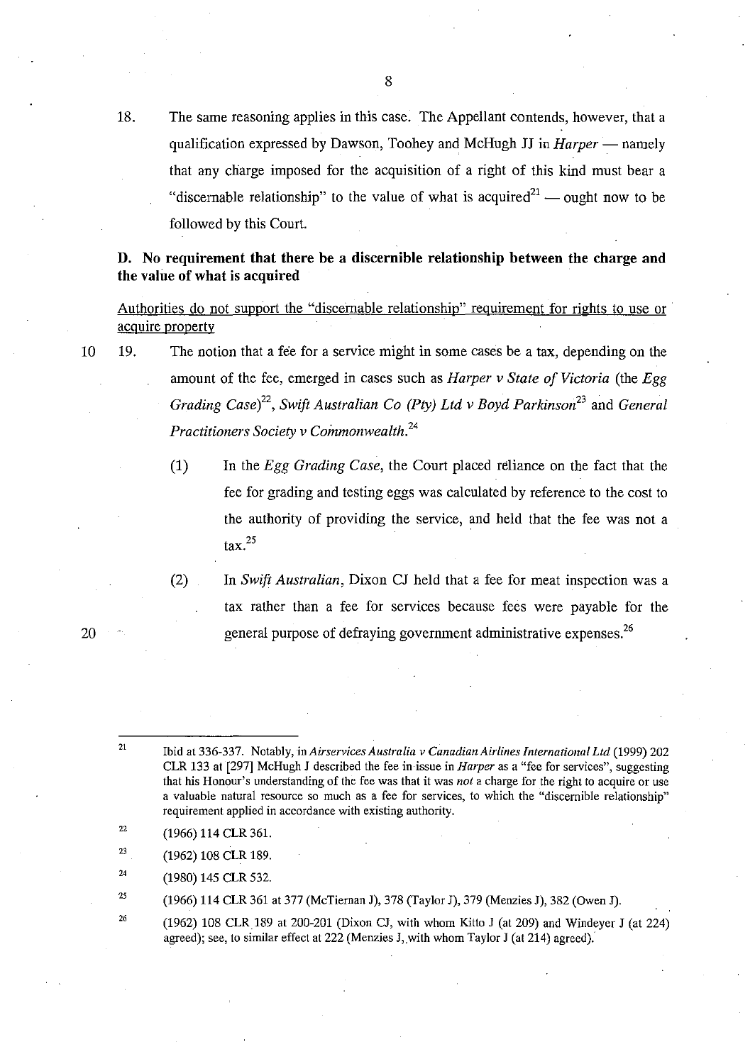18. The same reasoning applies in this case. The Appellant contends, however, that a qualification expressed by Dawson, Toohey and McHugh JJ in *Harper* — namely that any charge imposed for the acquisition of a right of this kind must bear a "discernable relationship" to the value of what is acquired[21] — ought now to be followed by this Court.

**D. No requirement that there be a discernible relationship between the charge and the value of what is acquired**

Authorities do not support the "discernable relationship" requirement for rights to use or acquire property

19. The notion that a fee for a service might in some cases be a tax, depending on the amount of the fee, emerged in cases such as *Harper v State of Victoria* (the *Egg Grading Case*)[22], *Swift Australian Co (Pty) Ltd v Boyd Parkinson*[23] and *General Practitioners Society v Commonwealth.*[24]

    (1) In the *Egg Grading Case*, the Court placed reliance on the fact that the fee for grading and testing eggs was calculated by reference to the cost to the authority of providing the service, and held that the fee was not a tax.[25]

    (2) In *Swift Australian*, Dixon CJ held that a fee for meat inspection was a tax rather than a fee for services because fees were payable for the general purpose of defraying government administrative expenses.[26]

---

[21] Ibid at 336-337. Notably, in *Airservices Australia v Canadian Airlines International Ltd* (1999) 202 CLR 133 at [297] McHugh J described the fee in issue in *Harper* as a "fee for services", suggesting that his Honour's understanding of the fee was that it was *not* a charge for the right to acquire or use a valuable natural resource so much as a fee for services, to which the "discernible relationship" requirement applied in accordance with existing authority.

[22] (1966) 114 CLR 361.

[23] (1962) 108 CLR 189.

[24] (1980) 145 CLR 532.

[25] (1966) 114 CLR 361 at 377 (McTiernan J), 378 (Taylor J), 379 (Menzies J), 382 (Owen J).

[26] (1962) 108 CLR 189 at 200-201 (Dixon CJ, with whom Kitto J (at 209) and Windeyer J (at 224) agreed); see, to similar effect at 222 (Menzies J, with whom Taylor J (at 214) agreed).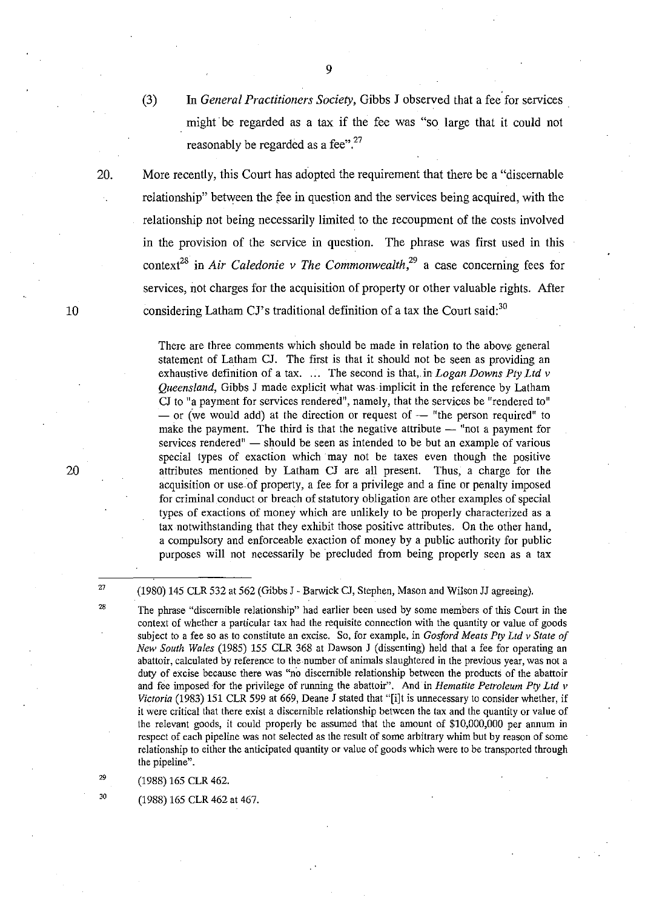(3) In *General Practitioners Society*, Gibbs J observed that a fee for services might be regarded as a tax if the fee was "so large that it could not reasonably be regarded as a fee".[27]

20. More recently, this Court has adopted the requirement that there be a "discernable relationship" between the fee in question and the services being acquired, with the relationship not being necessarily limited to the recoupment of the costs involved in the provision of the service in question. The phrase was first used in this context[28] in *Air Caledonie v The Commonwealth*,[29] a case concerning fees for services, not charges for the acquisition of property or other valuable rights. After considering Latham CJ's traditional definition of a tax the Court said:[30]

> There are three comments which should be made in relation to the above general statement of Latham CJ. The first is that it should not be seen as providing an exhaustive definition of a tax. ... The second is that, in *Logan Downs Pty Ltd v Queensland*, Gibbs J made explicit what was implicit in the reference by Latham CJ to "a payment for services rendered", namely, that the services be "rendered to" — or (we would add) at the direction or request of — "the person required" to make the payment. The third is that the negative attribute — "not a payment for services rendered" — should be seen as intended to be but an example of various special types of exaction which may not be taxes even though the positive attributes mentioned by Latham CJ are all present. Thus, a charge for the acquisition or use of property, a fee for a privilege and a fine or penalty imposed for criminal conduct or breach of statutory obligation are other examples of special types of exactions of money which are unlikely to be properly characterized as a tax notwithstanding that they exhibit those positive attributes. On the other hand, a compulsory and enforceable exaction of money by a public authority for public purposes will not necessarily be precluded from being properly seen as a tax

---

[27] (1980) 145 CLR 532 at 562 (Gibbs J - Barwick CJ, Stephen, Mason and Wilson JJ agreeing).

[28] The phrase "discernible relationship" had earlier been used by some members of this Court in the context of whether a particular tax had the requisite connection with the quantity or value of goods subject to a fee so as to constitute an excise. So, for example, in *Gosford Meats Pty Ltd v State of New South Wales* (1985) 155 CLR 368 at Dawson J (dissenting) held that a fee for operating an abattoir, calculated by reference to the number of animals slaughtered in the previous year, was not a duty of excise because there was "no discernible relationship between the products of the abattoir and fee imposed for the privilege of running the abattoir". And in *Hematite Petroleum Pty Ltd v Victoria* (1983) 151 CLR 599 at 669, Deane J stated that "[i]t is unnecessary to consider whether, if it were critical that there exist a discernible relationship between the tax and the quantity or value of the relevant goods, it could properly be assumed that the amount of $10,000,000 per annum in respect of each pipeline was not selected as the result of some arbitrary whim but by reason of some relationship to either the anticipated quantity or value of goods which were to be transported through the pipeline".

[29] (1988) 165 CLR 462.

[30] (1988) 165 CLR 462 at 467.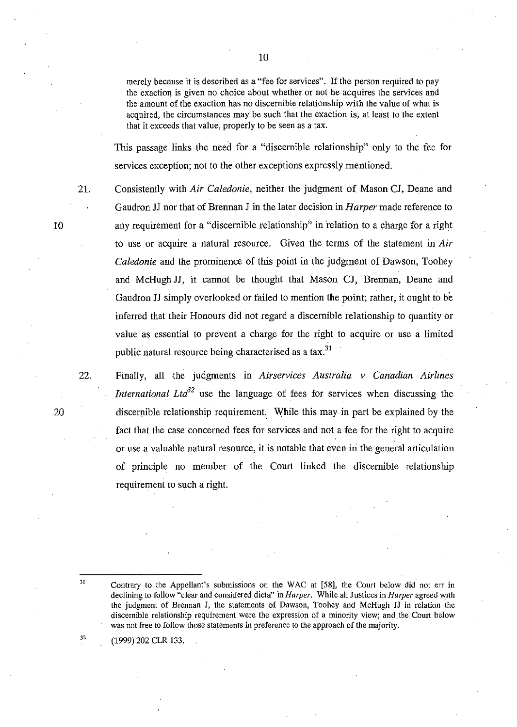> merely because it is described as a "fee for services". If the person required to pay the exaction is given no choice about whether or not he acquires the services and the amount of the exaction has no discernible relationship with the value of what is acquired, the circumstances may be such that the exaction is, at least to the extent that it exceeds that value, properly to be seen as a tax.

This passage links the need for a "discernible relationship" only to the fee for services exception; not to the other exceptions expressly mentioned.

21. Consistently with *Air Caledonie*, neither the judgment of Mason CJ, Deane and Gaudron JJ nor that of Brennan J in the later decision in *Harper* made reference to any requirement for a "discernible relationship" in relation to a charge for a right to use or acquire a natural resource. Given the terms of the statement in *Air Caledonie* and the prominence of this point in the judgment of Dawson, Toohey and McHugh JJ, it cannot be thought that Mason CJ, Brennan, Deane and Gaudron JJ simply overlooked or failed to mention the point; rather, it ought to be inferred that their Honours did not regard a discernible relationship to quantity or value as essential to prevent a charge for the right to acquire or use a limited public natural resource being characterised as a tax.[31]

22. Finally, all the judgments in *Airservices Australia v Canadian Airlines International Ltd*[32] use the language of fees for services when discussing the discernible relationship requirement. While this may in part be explained by the fact that the case concerned fees for services and not a fee for the right to acquire or use a valuable natural resource, it is notable that even in the general articulation of principle no member of the Court linked the discernible relationship requirement to such a right.

---

[31] Contrary to the Appellant's submissions on the WAC at [58], the Court below did not err in declining to follow "clear and considered dicta" in *Harper*. While all Justices in *Harper* agreed with the judgment of Brennan J, the statements of Dawson, Toohey and McHugh JJ in relation the discernible relationship requirement were the expression of a minority view; and the Court below was not free to follow those statements in preference to the approach of the majority.

[32] (1999) 202 CLR 133.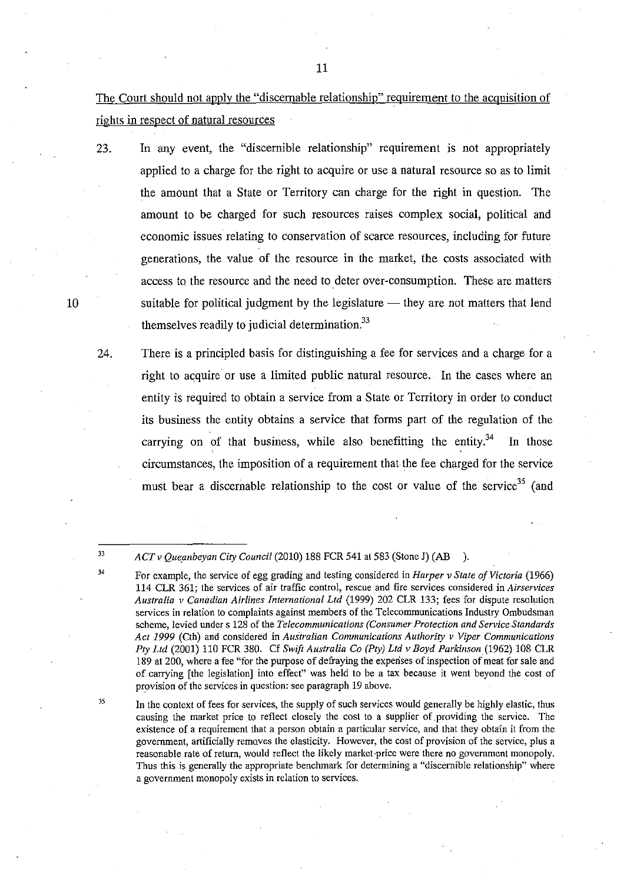<u>The Court should not apply the "discernable relationship" requirement to the acquisition of rights in respect of natural resources</u>

23. In any event, the "discernible relationship" requirement is not appropriately applied to a charge for the right to acquire or use a natural resource so as to limit the amount that a State or Territory can charge for the right in question. The amount to be charged for such resources raises complex social, political and economic issues relating to conservation of scarce resources, including for future generations, the value of the resource in the market, the costs associated with access to the resource and the need to deter over-consumption. These are matters suitable for political judgment by the legislature — they are not matters that lend themselves readily to judicial determination.[33]

24. There is a principled basis for distinguishing a fee for services and a charge for a right to acquire or use a limited public natural resource. In the cases where an entity is required to obtain a service from a State or Territory in order to conduct its business the entity obtains a service that forms part of the regulation of the carrying on of that business, while also benefitting the entity.[34] In those circumstances, the imposition of a requirement that the fee charged for the service must bear a discernable relationship to the cost or value of the service[35] (and

---

[33] *ACT v Queanbeyan City Council* (2010) 188 FCR 541 at 583 (Stone J) (AB ).

[34] For example, the service of egg grading and testing considered in *Harper v State of Victoria* (1966) 114 CLR 361; the services of air traffic control, rescue and fire services considered in *Airservices Australia v Canadian Airlines International Ltd* (1999) 202 CLR 133; fees for dispute resolution services in relation to complaints against members of the Telecommunications Industry Ombudsman scheme, levied under s 128 of the *Telecommunications (Consumer Protection and Service Standards Act 1999* (Cth) and considered in *Australian Communications Authority v Viper Communications Pty Ltd* (2001) 110 FCR 380. Cf *Swift Australia Co (Pty) Ltd v Boyd Parkinson* (1962) 108 CLR 189 at 200, where a fee "for the purpose of defraying the expenses of inspection of meat for sale and of carrying [the legislation] into effect" was held to be a tax because it went beyond the cost of provision of the services in question: see paragraph 19 above.

[35] In the context of fees for services, the supply of such services would generally be highly elastic, thus causing the market price to reflect closely the cost to a supplier of providing the service. The existence of a requirement that a person obtain a particular service, and that they obtain it from the government, artificially removes the elasticity. However, the cost of provision of the service, plus a reasonable rate of return, would reflect the likely market price were there no government monopoly. Thus this is generally the appropriate benchmark for determining a "discernible relationship" where a government monopoly exists in relation to services.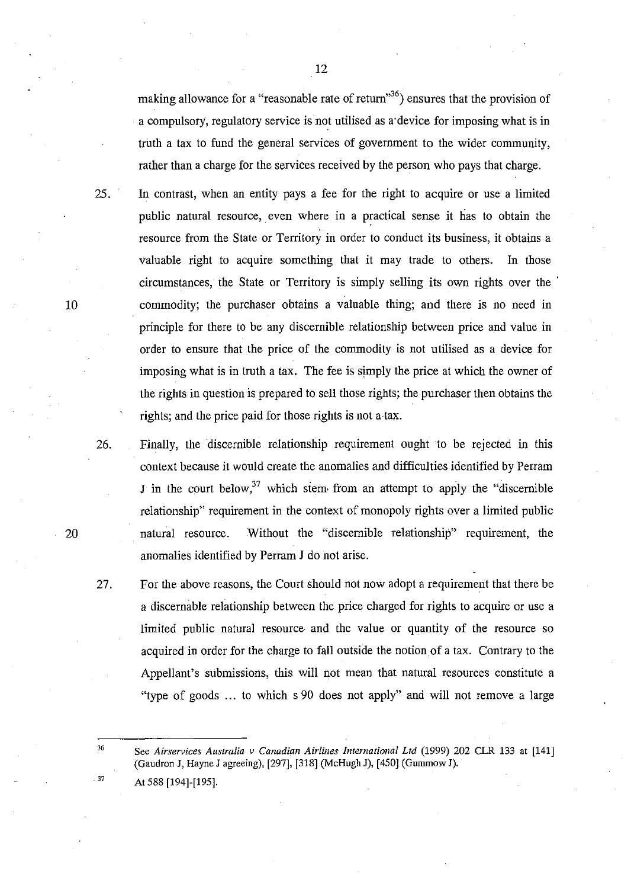making allowance for a "reasonable rate of return"[36]) ensures that the provision of a compulsory, regulatory service is not utilised as a device for imposing what is in truth a tax to fund the general services of government to the wider community, rather than a charge for the services received by the person who pays that charge.

25. In contrast, when an entity pays a fee for the right to acquire or use a limited public natural resource, even where in a practical sense it has to obtain the resource from the State or Territory in order to conduct its business, it obtains a valuable right to acquire something that it may trade to others. In those circumstances, the State or Territory is simply selling its own rights over the commodity; the purchaser obtains a valuable thing; and there is no need in principle for there to be any discernible relationship between price and value in order to ensure that the price of the commodity is not utilised as a device for imposing what is in truth a tax. The fee is simply the price at which the owner of the rights in question is prepared to sell those rights; the purchaser then obtains the rights; and the price paid for those rights is not a tax.

26. Finally, the discernible relationship requirement ought to be rejected in this context because it would create the anomalies and difficulties identified by Perram J in the court below,[37] which stem from an attempt to apply the "discernible relationship" requirement in the context of monopoly rights over a limited public natural resource. Without the "discernible relationship" requirement, the anomalies identified by Perram J do not arise.

27. For the above reasons, the Court should not now adopt a requirement that there be a discernable relationship between the price charged for rights to acquire or use a limited public natural resource and the value or quantity of the resource so acquired in order for the charge to fall outside the notion of a tax. Contrary to the Appellant's submissions, this will not mean that natural resources constitute a "type of goods ... to which s 90 does not apply" and will not remove a large

---

[36] See *Airservices Australia v Canadian Airlines International Ltd* (1999) 202 CLR 133 at [141] (Gaudron J, Hayne J agreeing), [297], [318] (McHugh J), [450] (Gummow J).

[37] At 588 [194]-[195].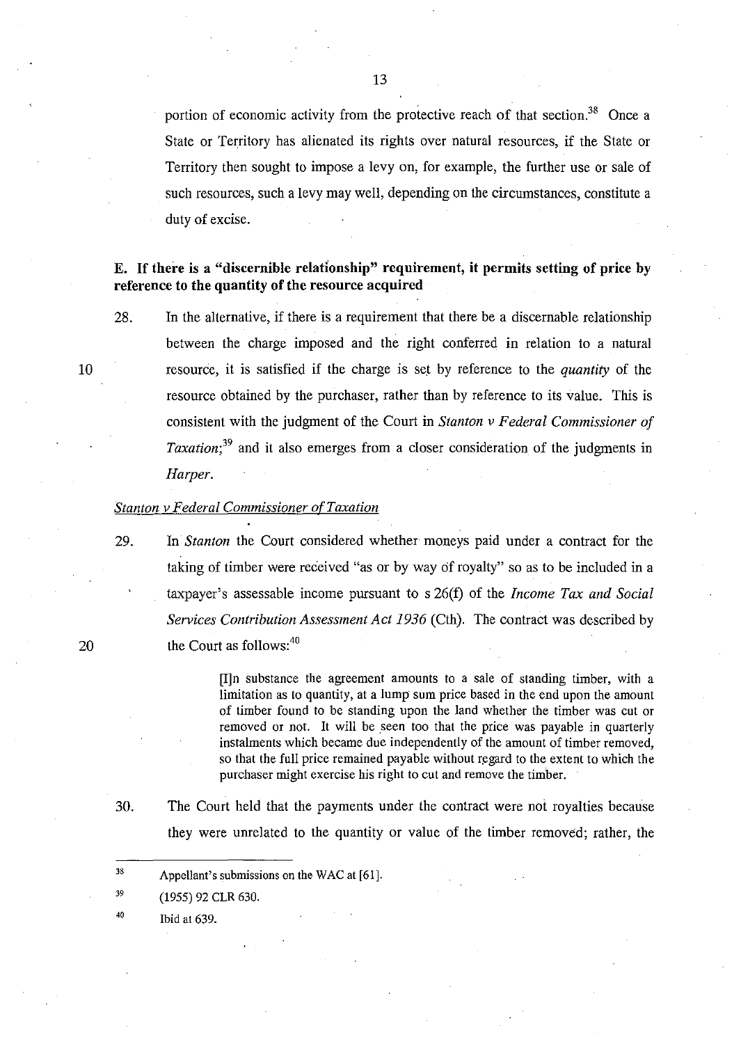portion of economic activity from the protective reach of that section.[38] Once a State or Territory has alienated its rights over natural resources, if the State or Territory then sought to impose a levy on, for example, the further use or sale of such resources, such a levy may well, depending on the circumstances, constitute a duty of excise.

### E. If there is a "discernible relationship" requirement, it permits setting of price by reference to the quantity of the resource acquired

28. In the alternative, if there is a requirement that there be a discernable relationship between the charge imposed and the right conferred in relation to a natural resource, it is satisfied if the charge is set by reference to the *quantity* of the resource obtained by the purchaser, rather than by reference to its value. This is consistent with the judgment of the Court in *Stanton v Federal Commissioner of Taxation*;[39] and it also emerges from a closer consideration of the judgments in *Harper*.

*Stanton v Federal Commissioner of Taxation*

29. In *Stanton* the Court considered whether moneys paid under a contract for the taking of timber were received "as or by way of royalty" so as to be included in a taxpayer's assessable income pursuant to s 26(f) of the *Income Tax and Social Services Contribution Assessment Act 1936* (Cth). The contract was described by the Court as follows:[40]

> [I]n substance the agreement amounts to a sale of standing timber, with a limitation as to quantity, at a lump sum price based in the end upon the amount of timber found to be standing upon the land whether the timber was cut or removed or not. It will be seen too that the price was payable in quarterly instalments which became due independently of the amount of timber removed, so that the full price remained payable without regard to the extent to which the purchaser might exercise his right to cut and remove the timber.

30. The Court held that the payments under the contract were not royalties because they were unrelated to the quantity or value of the timber removed; rather, the

---

[38] Appellant's submissions on the WAC at [61].

[39] (1955) 92 CLR 630.

[40] Ibid at 639.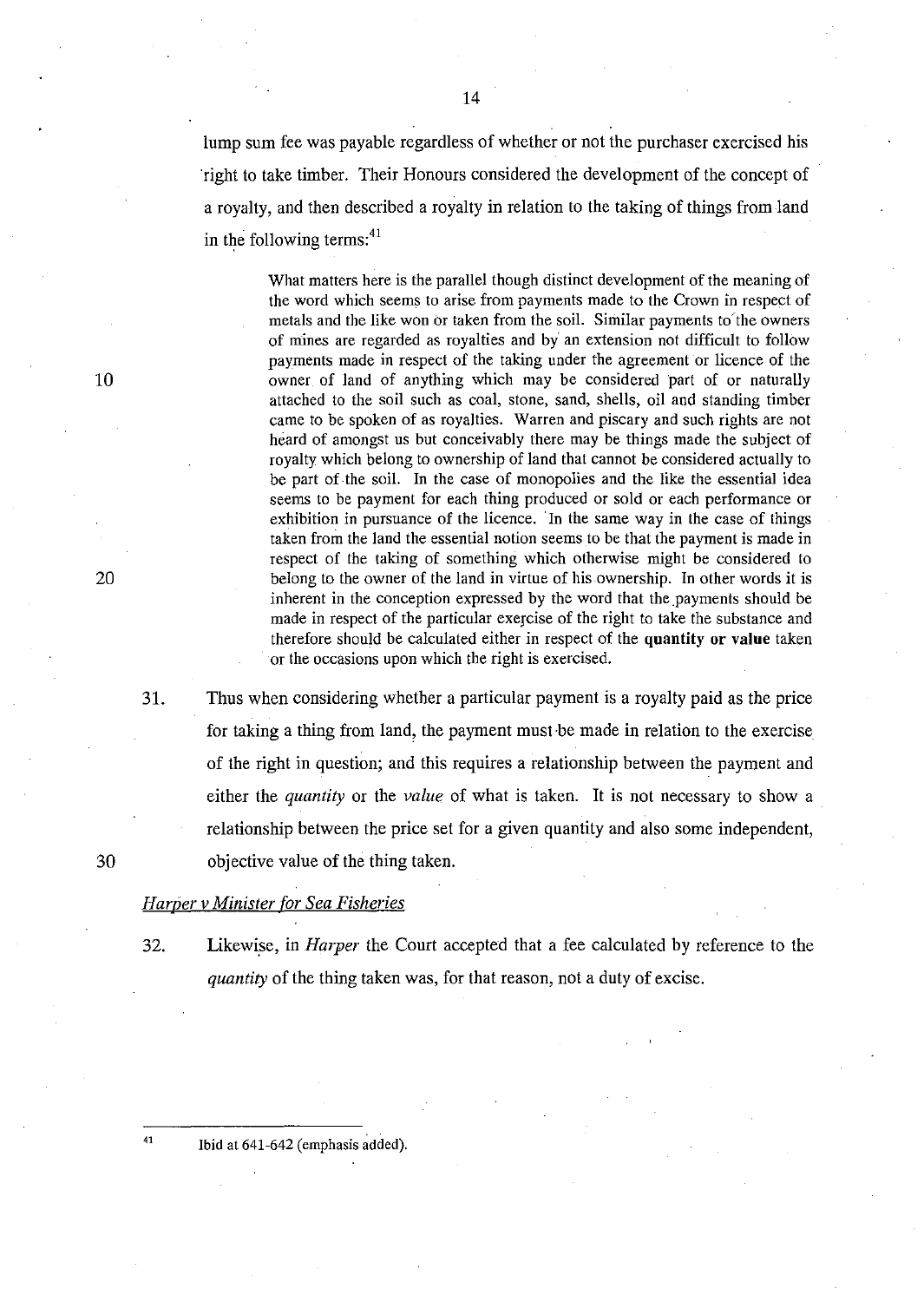lump sum fee was payable regardless of whether or not the purchaser exercised his right to take timber. Their Honours considered the development of the concept of a royalty, and then described a royalty in relation to the taking of things from land in the following terms:[41]

> What matters here is the parallel though distinct development of the meaning of the word which seems to arise from payments made to the Crown in respect of metals and the like won or taken from the soil. Similar payments to the owners of mines are regarded as royalties and by an extension not difficult to follow payments made in respect of the taking under the agreement or licence of the owner of land of anything which may be considered part of or naturally attached to the soil such as coal, stone, sand, shells, oil and standing timber came to be spoken of as royalties. Warren and piscary and such rights are not heard of amongst us but conceivably there may be things made the subject of royalty which belong to ownership of land that cannot be considered actually to be part of the soil. In the case of monopolies and the like the essential idea seems to be payment for each thing produced or sold or each performance or exhibition in pursuance of the licence. In the same way in the case of things taken from the land the essential notion seems to be that the payment is made in respect of the taking of something which otherwise might be considered to belong to the owner of the land in virtue of his ownership. In other words it is inherent in the conception expressed by the word that the payments should be made in respect of the particular exercise of the right to take the substance and therefore should be calculated either in respect of the **quantity or value** taken or the occasions upon which the right is exercised.

31. Thus when considering whether a particular payment is a royalty paid as the price for taking a thing from land, the payment must be made in relation to the exercise of the right in question; and this requires a relationship between the payment and either the *quantity* or the *value* of what is taken. It is not necessary to show a relationship between the price set for a given quantity and also some independent, objective value of the thing taken.

*Harper v Minister for Sea Fisheries*

32. Likewise, in *Harper* the Court accepted that a fee calculated by reference to the *quantity* of the thing taken was, for that reason, not a duty of excise.

---

[41] Ibid at 641-642 (emphasis added).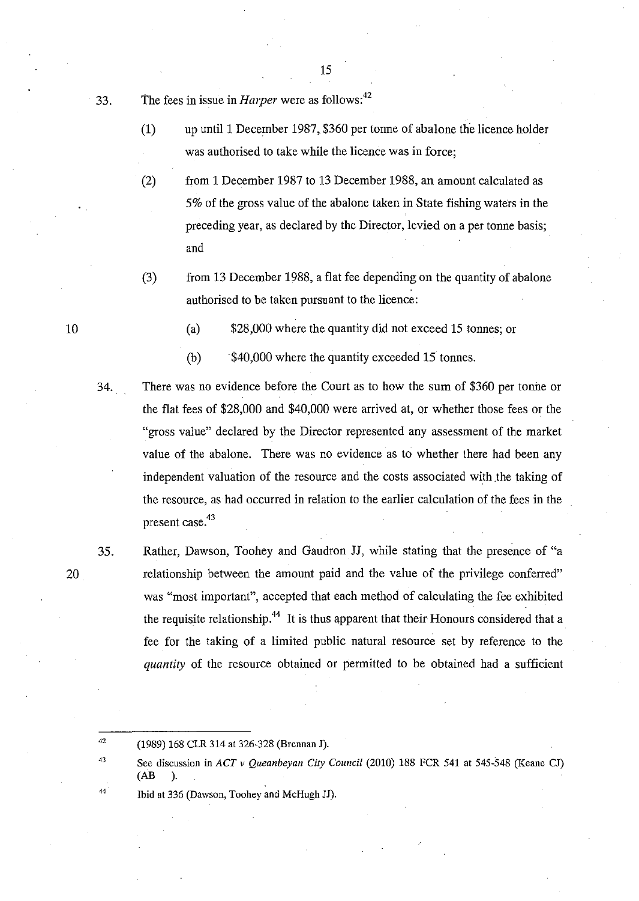33. The fees in issue in *Harper* were as follows:[42]

    (1) up until 1 December 1987, $360 per tonne of abalone the licence holder was authorised to take while the licence was in force;

    (2) from 1 December 1987 to 13 December 1988, an amount calculated as 5% of the gross value of the abalone taken in State fishing waters in the preceding year, as declared by the Director, levied on a per tonne basis; and

    (3) from 13 December 1988, a flat fee depending on the quantity of abalone authorised to be taken pursuant to the licence:

        (a) $28,000 where the quantity did not exceed 15 tonnes; or

        (b) $40,000 where the quantity exceeded 15 tonnes.

34. There was no evidence before the Court as to how the sum of $360 per tonne or the flat fees of $28,000 and $40,000 were arrived at, or whether those fees or the "gross value" declared by the Director represented any assessment of the market value of the abalone. There was no evidence as to whether there had been any independent valuation of the resource and the costs associated with the taking of the resource, as had occurred in relation to the earlier calculation of the fees in the present case.[43]

35. Rather, Dawson, Toohey and Gaudron JJ, while stating that the presence of "a relationship between the amount paid and the value of the privilege conferred" was "most important", accepted that each method of calculating the fee exhibited the requisite relationship.[44] It is thus apparent that their Honours considered that a fee for the taking of a limited public natural resource set by reference to the *quantity* of the resource obtained or permitted to be obtained had a sufficient

---

[42] (1989) 168 CLR 314 at 326-328 (Brennan J).

[43] See discussion in *ACT v Queanbeyan City Council* (2010) 188 FCR 541 at 545-548 (Keane CJ) (AB ).

[44] Ibid at 336 (Dawson, Toohey and McHugh JJ).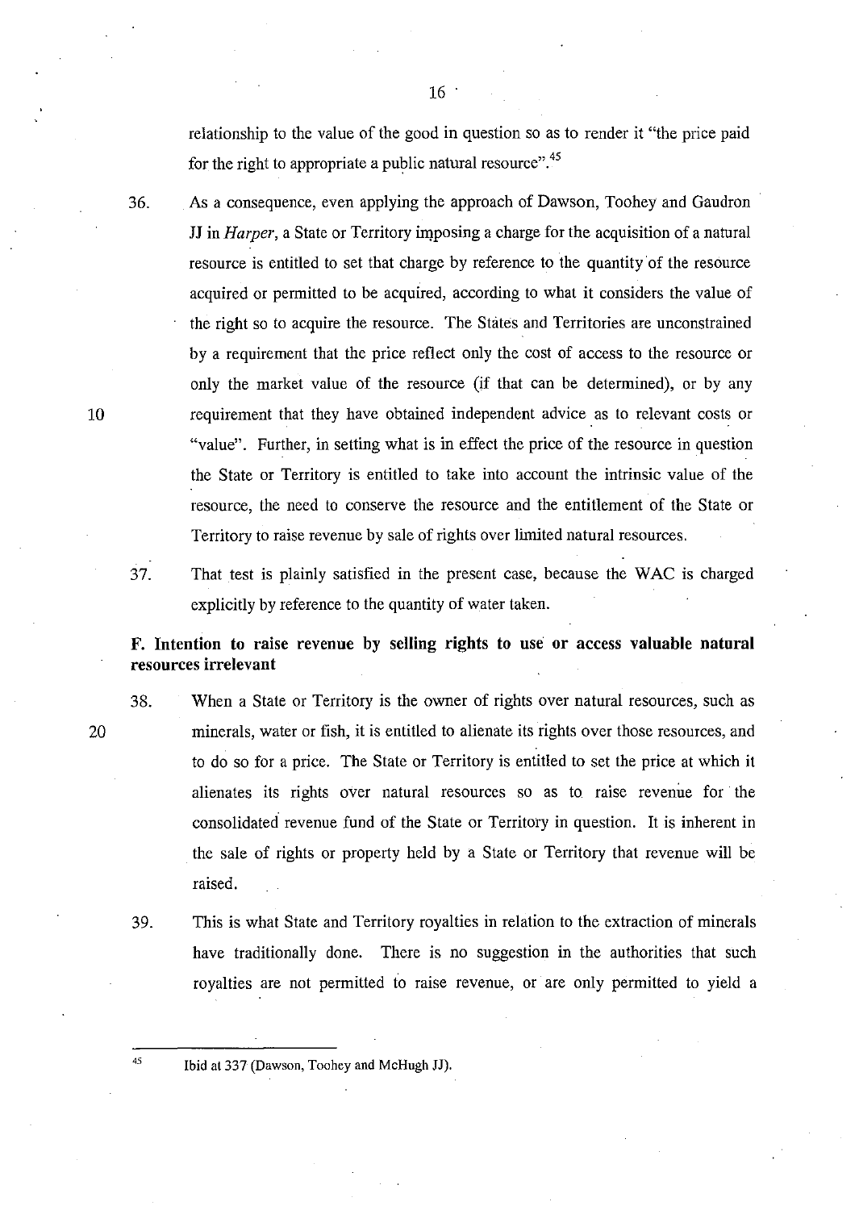relationship to the value of the good in question so as to render it "the price paid for the right to appropriate a public natural resource".[45]

36. As a consequence, even applying the approach of Dawson, Toohey and Gaudron JJ in *Harper*, a State or Territory imposing a charge for the acquisition of a natural resource is entitled to set that charge by reference to the quantity of the resource acquired or permitted to be acquired, according to what it considers the value of the right so to acquire the resource. The States and Territories are unconstrained by a requirement that the price reflect only the cost of access to the resource or only the market value of the resource (if that can be determined), or by any requirement that they have obtained independent advice as to relevant costs or "value". Further, in setting what is in effect the price of the resource in question the State or Territory is entitled to take into account the intrinsic value of the resource, the need to conserve the resource and the entitlement of the State or Territory to raise revenue by sale of rights over limited natural resources.

37. That test is plainly satisfied in the present case, because the WAC is charged explicitly by reference to the quantity of water taken.

**F. Intention to raise revenue by selling rights to use or access valuable natural resources irrelevant**

38. When a State or Territory is the owner of rights over natural resources, such as minerals, water or fish, it is entitled to alienate its rights over those resources, and to do so for a price. The State or Territory is entitled to set the price at which it alienates its rights over natural resources so as to raise revenue for the consolidated revenue fund of the State or Territory in question. It is inherent in the sale of rights or property held by a State or Territory that revenue will be raised.

39. This is what State and Territory royalties in relation to the extraction of minerals have traditionally done. There is no suggestion in the authorities that such royalties are not permitted to raise revenue, or are only permitted to yield a

---

[45] Ibid at 337 (Dawson, Toohey and McHugh JJ).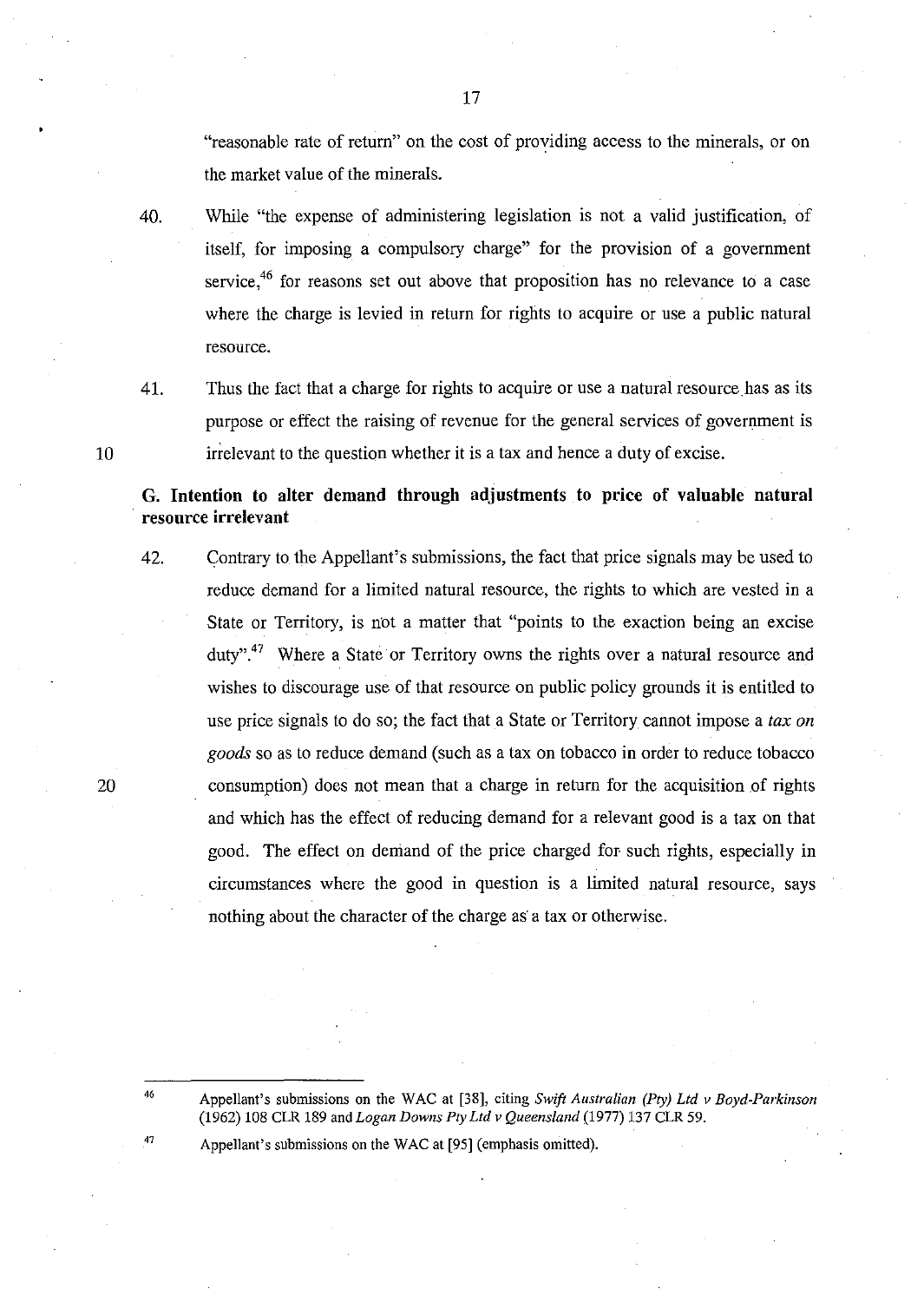"reasonable rate of return" on the cost of providing access to the minerals, or on the market value of the minerals.

40. While "the expense of administering legislation is not a valid justification, of itself, for imposing a compulsory charge" for the provision of a government service,[46] for reasons set out above that proposition has no relevance to a case where the charge is levied in return for rights to acquire or use a public natural resource.

41. Thus the fact that a charge for rights to acquire or use a natural resource has as its purpose or effect the raising of revenue for the general services of government is irrelevant to the question whether it is a tax and hence a duty of excise.

## G. Intention to alter demand through adjustments to price of valuable natural resource irrelevant

42. Contrary to the Appellant's submissions, the fact that price signals may be used to reduce demand for a limited natural resource, the rights to which are vested in a State or Territory, is not a matter that "points to the exaction being an excise duty".[47] Where a State or Territory owns the rights over a natural resource and wishes to discourage use of that resource on public policy grounds it is entitled to use price signals to do so; the fact that a State or Territory cannot impose a *tax on goods* so as to reduce demand (such as a tax on tobacco in order to reduce tobacco consumption) does not mean that a charge in return for the acquisition of rights and which has the effect of reducing demand for a relevant good is a tax on that good. The effect on demand of the price charged for such rights, especially in circumstances where the good in question is a limited natural resource, says nothing about the character of the charge as a tax or otherwise.

---

[46] Appellant's submissions on the WAC at [38], citing *Swift Australian (Pty) Ltd v Boyd-Parkinson* (1962) 108 CLR 189 and *Logan Downs Pty Ltd v Queensland* (1977) 137 CLR 59.

[47] Appellant's submissions on the WAC at [95] (emphasis omitted).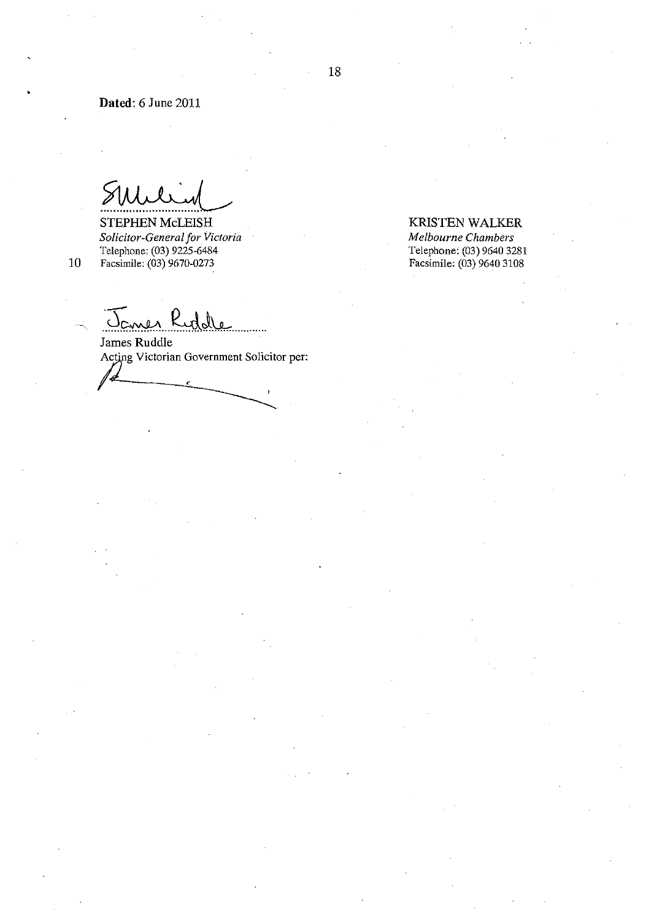**Dated**: 6 June 2011

STEPHEN McLEISH
*Solicitor-General for Victoria*
Telephone: (03) 9225-6484
Facsimile: (03) 9670-0273

KRISTEN WALKER
*Melbourne Chambers*
Telephone: (03) 9640 3281
Facsimile: (03) 9640 3108

James Ruddle
Acting Victorian Government Solicitor per: